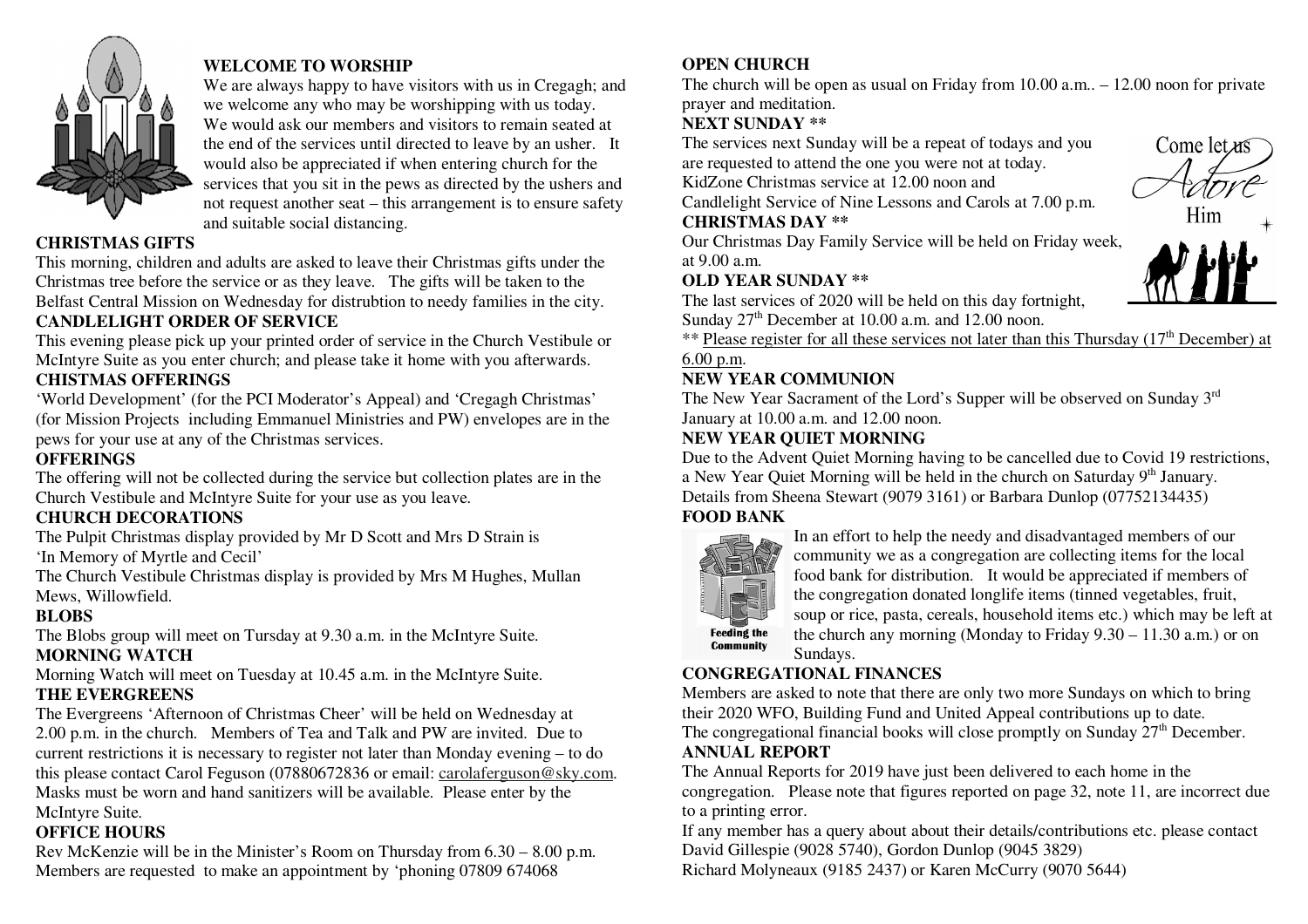### WELCOME TO WORSHIP

We are always happy to have visitors with us in Cregagh; and we welcome any who may be worshipping with us today. We would ask our members and visitors to remain seated at the end of the services until directed to leave by an usher. It would also be appreciated if when entering church for the services that you sit in the pews as directed by the ushers and not request another seat – this arrangement is to ensure safety and suitable social distancing.

### CHRISTMAS GIFTS

This morning, children and adults are asked to leave their Christmas gifts under the Christmas tree before the service or as they leave. The gifts will be taken to the Belfast Central Mission on Wednesday for distrubtion to needy families in the city.

### CANDLELIGHT ORDER OF SERVICE

This evening please pick up your printed order of service in the Church Vestibule or McIntyre Suite as you enter church; and please take it home with you afterwards.

### CHISTMAS OFFERINGS

'World Development' (for the PCI Moderator's Appeal) and 'Cregagh Christmas' (for Mission Projects including Emmanuel Ministries and PW) envelopes are in the pews for your use at any of the Christmas services.

### OFFERINGS

The offering will not be collected during the service but collection plates are in the Church Vestibule and McIntyre Suite for your use as you leave.

### CHURCH DECORATIONS

The Pulpit Christmas display provided by Mr D Scott and Mrs D Strain is 'In Memory of Myrtle and Cecil'

The Church Vestibule Christmas display is provided by Mrs M Hughes, Mullan Mews, Willowfield.

### BLOBS

The Blobs group will meet on Tuesday at 9.30 a.m. in the McIntyre Suite.

### MORNING WATCH

Morning Watch will meet on Tuesday at 10.45 a.m. in the McIntyre Suite.

### THE EVERGREENS

The Evergreens 'Afternoon of Christmas Cheer' will be held on Wednesday at 2.00 p.m. in the church. Members of Tea and Talk and PW are invited. Due to current restrictions it is necessary to register not later than Monday evening – to do this please contact Carol Feguson (07880672836 or email: carolaferguson@sky.com. Masks must be worn and hand sanitizers will be available. Please enter by the McIntyre Suite.

### OFFICE HOURS

Rev McKenzie will be in the Minister's Room on Thursday from 6.30 – 8.00 p.m. Members are requested to make an appointment by 'phoning 07809 674068

### OPEN CHURCH

The church will be open as usual on Friday from 10.00 a.m.. – 12.00 noon for private prayer and meditation.

### NEXT SUNDAY **

The services next Sunday will be a repeat of todays and you are requested to attend the one you were not at today.
KidZone Christmas service at 12.00 noon and
Candlelight Service of Nine Lessons and Carols at 7.00 p.m.

Come let us Adore Him

### CHRISTMAS DAY **

Our Christmas Day Family Service will be held on Friday week, at 9.00 a.m.

### OLD YEAR SUNDAY **

The last services of 2020 will be held on this day fortnight, Sunday 27th December at 10.00 a.m. and 12.00 noon.

** Please register for all these services not later than this Thursday (17th December) at 6.00 p.m.

### NEW YEAR COMMUNION

The New Year Sacrament of the Lord's Supper will be observed on Sunday 3rd January at 10.00 a.m. and 12.00 noon.

### NEW YEAR QUIET MORNING

Due to the Advent Quiet Morning having to be cancelled due to Covid 19 restrictions, a New Year Quiet Morning will be held in the church on Saturday 9th January. Details from Sheena Stewart (9079 3161) or Barbara Dunlop (07752134435)

### FOOD BANK

Feeding the Community

In an effort to help the needy and disadvantaged members of our community we as a congregation are collecting items for the local food bank for distribution. It would be appreciated if members of the congregation donated longlife items (tinned vegetables, fruit, soup or rice, pasta, cereals, household items etc.) which may be left at the church any morning (Monday to Friday 9.30 – 11.30 a.m.) or on Sundays.

### CONGREGATIONAL FINANCES

Members are asked to note that there are only two more Sundays on which to bring their 2020 WFO, Building Fund and United Appeal contributions up to date.
The congregational financial books will close promptly on Sunday 27th December.

### ANNUAL REPORT

The Annual Reports for 2019 have just been delivered to each home in the congregation. Please note that figures reported on page 32, note 11, are incorrect due to a printing error.

If any member has a query about about their details/contributions etc. please contact David Gillespie (9028 5740), Gordon Dunlop (9045 3829)
Richard Molyneaux (9185 2437) or Karen McCurry (9070 5644)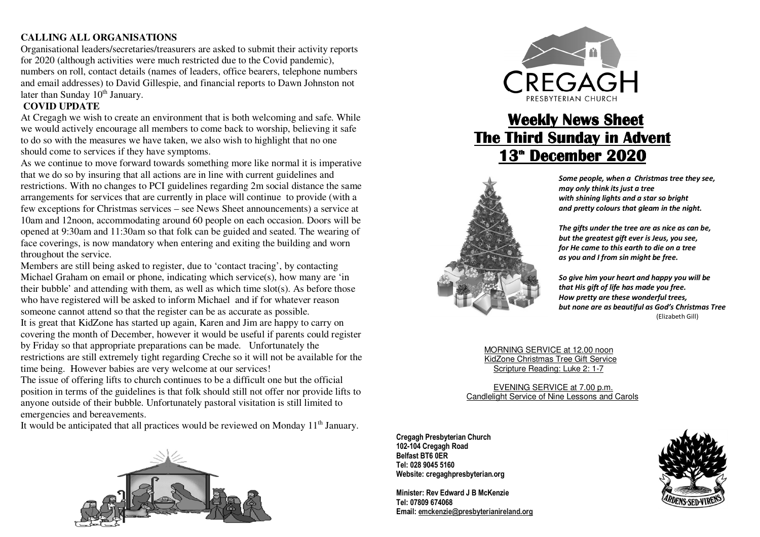**CALLING ALL ORGANISATIONS**

Organisational leaders/secretaries/treasurers are asked to submit their activity reports for 2020 (although activities were much restricted due to the Covid pandemic), numbers on roll, contact details (names of leaders, office bearers, telephone numbers and email addresses) to David Gillespie, and financial reports to Dawn Johnston not later than Sunday 10th January.

**COVID UPDATE**

At Cregagh we wish to create an environment that is both welcoming and safe. While we would actively encourage all members to come back to worship, believing it safe to do so with the measures we have taken, we also wish to highlight that no one should come to services if they have symptoms.

As we continue to move forward towards something more like normal it is imperative that we do so by insuring that all actions are in line with current guidelines and restrictions. With no changes to PCI guidelines regarding 2m social distance the same arrangements for services that are currently in place will continue to provide (with a few exceptions for Christmas services – see News Sheet announcements) a service at 10am and 12noon, accommodating around 60 people on each occasion. Doors will be opened at 9:30am and 11:30am so that folk can be guided and seated. The wearing of face coverings, is now mandatory when entering and exiting the building and worn throughout the service.

Members are still being asked to register, due to 'contact tracing', by contacting Michael Graham on email or phone, indicating which service(s), how many are 'in their bubble' and attending with them, as well as which time slot(s). As before those who have registered will be asked to inform Michael and if for whatever reason someone cannot attend so that the register can be as accurate as possible.

It is great that KidZone has started up again, Karen and Jim are happy to carry on covering the month of December, however it would be useful if parents could register by Friday so that appropriate preparations can be made. Unfortunately the restrictions are still extremely tight regarding Creche so it will not be available for the time being. However babies are very welcome at our services!

The issue of offering lifts to church continues to be a difficult one but the official position in terms of the guidelines is that folk should still not offer nor provide lifts to anyone outside of their bubble. Unfortunately pastoral visitation is still limited to emergencies and bereavements.

It would be anticipated that all practices would be reviewed on Monday 11th January.

CREGAGH
PRESBYTERIAN CHURCH

# Weekly News Sheet
# The Third Sunday in Advent
# 13th December 2020

*Some people, when a Christmas tree they see,*
*may only think its just a tree*
*with shining lights and a star so bright*
*and pretty colours that gleam in the night.*

*The gifts under the tree are as nice as can be,*
*but the greatest gift ever is Jeus, you see,*
*for He came to this earth to die on a tree*
*as you and I from sin might be free.*

*So give him your heart and happy you will be*
*that His gift of life has made you free.*
*How pretty are these wonderful trees,*
*but none are as beautiful as God's Christmas Tree*

(Elizabeth Gill)

MORNING SERVICE at 12.00 noon
KidZone Christmas Tree Gift Service
Scripture Reading: Luke 2: 1-7

EVENING SERVICE at 7.00 p.m.
Candlelight Service of Nine Lessons and Carols

**Cregagh Presbyterian Church**
**102-104 Cregagh Road**
**Belfast BT6 0ER**
**Tel: 028 9045 5160**
**Website: cregaghpresbyterian.org**

**Minister: Rev Edward J B McKenzie**
**Tel: 07809 674068**
**Email: emckenzie@presbyterianireland.org**

ARDENS·SED·VIRENS